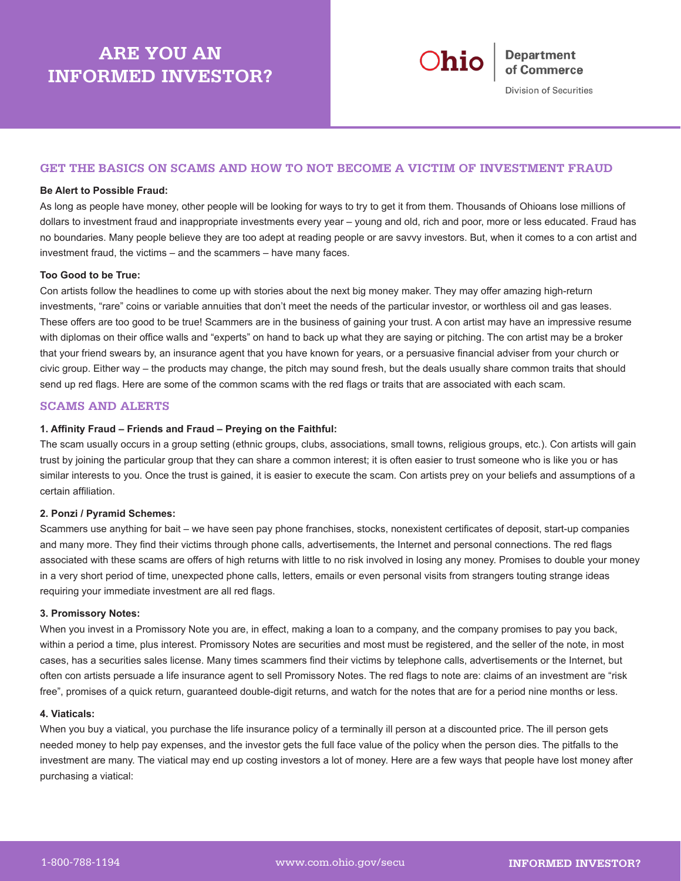# ARE YOU AN INFORMED INVESTOR?

Ohio Department of Commerce

Division of Securities

## GET THE BASICS ON SCAMS AND HOW TO NOT BECOME A VICTIM OF INVESTMENT FRAUD

**Be Alert to Possible Fraud:**

As long as people have money, other people will be looking for ways to try to get it from them. Thousands of Ohioans lose millions of dollars to investment fraud and inappropriate investments every year – young and old, rich and poor, more or less educated. Fraud has no boundaries. Many people believe they are too adept at reading people or are savvy investors. But, when it comes to a con artist and investment fraud, the victims – and the scammers – have many faces.

**Too Good to be True:**

Con artists follow the headlines to come up with stories about the next big money maker. They may offer amazing high-return investments, "rare" coins or variable annuities that don't meet the needs of the particular investor, or worthless oil and gas leases. These offers are too good to be true! Scammers are in the business of gaining your trust. A con artist may have an impressive resume with diplomas on their office walls and "experts" on hand to back up what they are saying or pitching. The con artist may be a broker that your friend swears by, an insurance agent that you have known for years, or a persuasive financial adviser from your church or civic group. Either way – the products may change, the pitch may sound fresh, but the deals usually share common traits that should send up red flags. Here are some of the common scams with the red flags or traits that are associated with each scam.

## SCAMS AND ALERTS

**1. Affinity Fraud – Friends and Fraud – Preying on the Faithful:**

The scam usually occurs in a group setting (ethnic groups, clubs, associations, small towns, religious groups, etc.). Con artists will gain trust by joining the particular group that they can share a common interest; it is often easier to trust someone who is like you or has similar interests to you. Once the trust is gained, it is easier to execute the scam. Con artists prey on your beliefs and assumptions of a certain affiliation.

**2. Ponzi / Pyramid Schemes:**

Scammers use anything for bait – we have seen pay phone franchises, stocks, nonexistent certificates of deposit, start-up companies and many more. They find their victims through phone calls, advertisements, the Internet and personal connections. The red flags associated with these scams are offers of high returns with little to no risk involved in losing any money. Promises to double your money in a very short period of time, unexpected phone calls, letters, emails or even personal visits from strangers touting strange ideas requiring your immediate investment are all red flags.

**3. Promissory Notes:**

When you invest in a Promissory Note you are, in effect, making a loan to a company, and the company promises to pay you back, within a period a time, plus interest. Promissory Notes are securities and most must be registered, and the seller of the note, in most cases, has a securities sales license. Many times scammers find their victims by telephone calls, advertisements or the Internet, but often con artists persuade a life insurance agent to sell Promissory Notes. The red flags to note are: claims of an investment are "risk free", promises of a quick return, guaranteed double-digit returns, and watch for the notes that are for a period nine months or less.

**4. Viaticals:**

When you buy a viatical, you purchase the life insurance policy of a terminally ill person at a discounted price. The ill person gets needed money to help pay expenses, and the investor gets the full face value of the policy when the person dies. The pitfalls to the investment are many. The viatical may end up costing investors a lot of money. Here are a few ways that people have lost money after purchasing a viatical: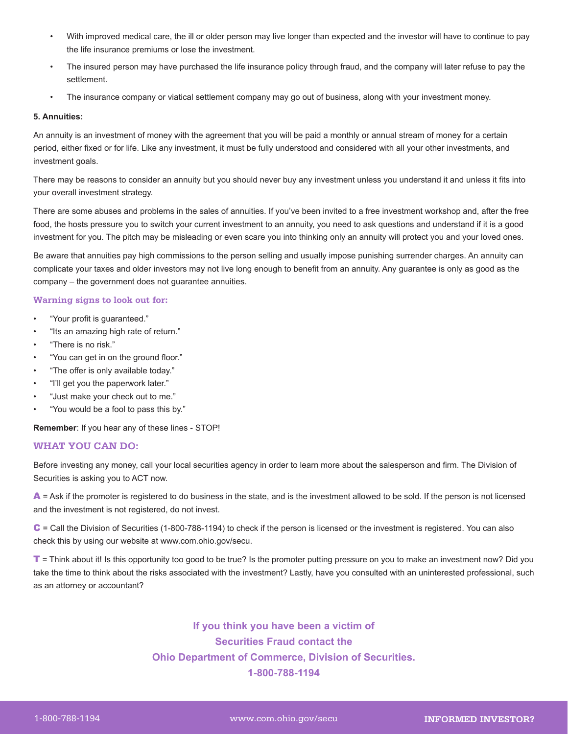- With improved medical care, the ill or older person may live longer than expected and the investor will have to continue to pay the life insurance premiums or lose the investment.
- The insured person may have purchased the life insurance policy through fraud, and the company will later refuse to pay the settlement.
- The insurance company or viatical settlement company may go out of business, along with your investment money.

**5. Annuities:**

An annuity is an investment of money with the agreement that you will be paid a monthly or annual stream of money for a certain period, either fixed or for life. Like any investment, it must be fully understood and considered with all your other investments, and investment goals.

There may be reasons to consider an annuity but you should never buy any investment unless you understand it and unless it fits into your overall investment strategy.

There are some abuses and problems in the sales of annuities. If you've been invited to a free investment workshop and, after the free food, the hosts pressure you to switch your current investment to an annuity, you need to ask questions and understand if it is a good investment for you. The pitch may be misleading or even scare you into thinking only an annuity will protect you and your loved ones.

Be aware that annuities pay high commissions to the person selling and usually impose punishing surrender charges. An annuity can complicate your taxes and older investors may not live long enough to benefit from an annuity. Any guarantee is only as good as the company – the government does not guarantee annuities.

### Warning signs to look out for:

- "Your profit is guaranteed."
- "Its an amazing high rate of return."
- "There is no risk."
- "You can get in on the ground floor."
- "The offer is only available today."
- "I'll get you the paperwork later."
- "Just make your check out to me."
- "You would be a fool to pass this by."

**Remember**: If you hear any of these lines - STOP!

## WHAT YOU CAN DO:

Before investing any money, call your local securities agency in order to learn more about the salesperson and firm. The Division of Securities is asking you to ACT now.

**A** = Ask if the promoter is registered to do business in the state, and is the investment allowed to be sold. If the person is not licensed and the investment is not registered, do not invest.

**C** = Call the Division of Securities (1-800-788-1194) to check if the person is licensed or the investment is registered. You can also check this by using our website at www.com.ohio.gov/secu.

**T** = Think about it! Is this opportunity too good to be true? Is the promoter putting pressure on you to make an investment now? Did you take the time to think about the risks associated with the investment? Lastly, have you consulted with an uninterested professional, such as an attorney or accountant?

**If you think you have been a victim of Securities Fraud contact the Ohio Department of Commerce, Division of Securities. 1-800-788-1194**